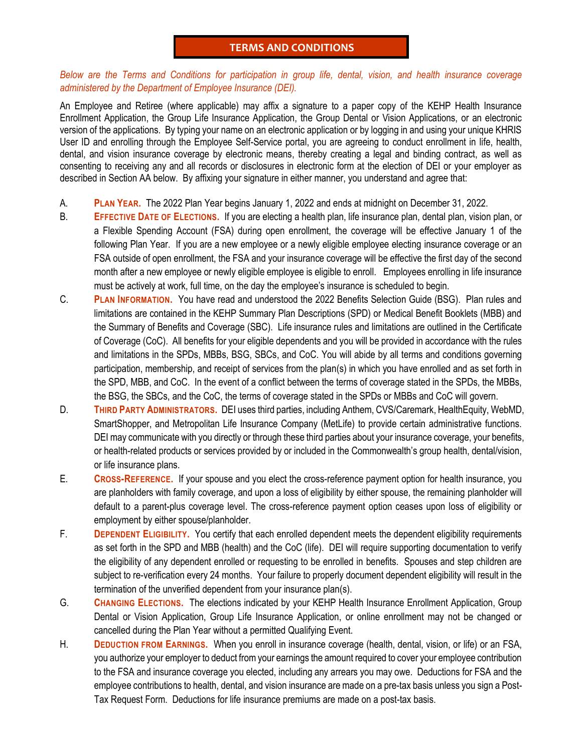# TERMS AND CONDITIONS

*Below are the Terms and Conditions for participation in group life, dental, vision, and health insurance coverage administered by the Department of Employee Insurance (DEI).*

An Employee and Retiree (where applicable) may affix a signature to a paper copy of the KEHP Health Insurance Enrollment Application, the Group Life Insurance Application, the Group Dental or Vision Applications, or an electronic version of the applications. By typing your name on an electronic application or by logging in and using your unique KHRIS User ID and enrolling through the Employee Self-Service portal, you are agreeing to conduct enrollment in life, health, dental, and vision insurance coverage by electronic means, thereby creating a legal and binding contract, as well as consenting to receiving any and all records or disclosures in electronic form at the election of DEI or your employer as described in Section AA below. By affixing your signature in either manner, you understand and agree that:

A. **PLAN YEAR.** The 2022 Plan Year begins January 1, 2022 and ends at midnight on December 31, 2022.

B. **EFFECTIVE DATE OF ELECTIONS.** If you are electing a health plan, life insurance plan, dental plan, vision plan, or a Flexible Spending Account (FSA) during open enrollment, the coverage will be effective January 1 of the following Plan Year. If you are a new employee or a newly eligible employee electing insurance coverage or an FSA outside of open enrollment, the FSA and your insurance coverage will be effective the first day of the second month after a new employee or newly eligible employee is eligible to enroll. Employees enrolling in life insurance must be actively at work, full time, on the day the employee's insurance is scheduled to begin.

C. **PLAN INFORMATION.** You have read and understood the 2022 Benefits Selection Guide (BSG). Plan rules and limitations are contained in the KEHP Summary Plan Descriptions (SPD) or Medical Benefit Booklets (MBB) and the Summary of Benefits and Coverage (SBC). Life insurance rules and limitations are outlined in the Certificate of Coverage (CoC). All benefits for your eligible dependents and you will be provided in accordance with the rules and limitations in the SPDs, MBBs, BSG, SBCs, and CoC. You will abide by all terms and conditions governing participation, membership, and receipt of services from the plan(s) in which you have enrolled and as set forth in the SPD, MBB, and CoC. In the event of a conflict between the terms of coverage stated in the SPDs, the MBBs, the BSG, the SBCs, and the CoC, the terms of coverage stated in the SPDs or MBBs and CoC will govern.

D. **THIRD PARTY ADMINISTRATORS.** DEI uses third parties, including Anthem, CVS/Caremark, HealthEquity, WebMD, SmartShopper, and Metropolitan Life Insurance Company (MetLife) to provide certain administrative functions. DEI may communicate with you directly or through these third parties about your insurance coverage, your benefits, or health-related products or services provided by or included in the Commonwealth's group health, dental/vision, or life insurance plans.

E. **CROSS-REFERENCE.** If your spouse and you elect the cross-reference payment option for health insurance, you are planholders with family coverage, and upon a loss of eligibility by either spouse, the remaining planholder will default to a parent-plus coverage level. The cross-reference payment option ceases upon loss of eligibility or employment by either spouse/planholder.

F. **DEPENDENT ELIGIBILITY.** You certify that each enrolled dependent meets the dependent eligibility requirements as set forth in the SPD and MBB (health) and the CoC (life). DEI will require supporting documentation to verify the eligibility of any dependent enrolled or requesting to be enrolled in benefits. Spouses and step children are subject to re-verification every 24 months. Your failure to properly document dependent eligibility will result in the termination of the unverified dependent from your insurance plan(s).

G. **CHANGING ELECTIONS.** The elections indicated by your KEHP Health Insurance Enrollment Application, Group Dental or Vision Application, Group Life Insurance Application, or online enrollment may not be changed or cancelled during the Plan Year without a permitted Qualifying Event.

H. **DEDUCTION FROM EARNINGS.** When you enroll in insurance coverage (health, dental, vision, or life) or an FSA, you authorize your employer to deduct from your earnings the amount required to cover your employee contribution to the FSA and insurance coverage you elected, including any arrears you may owe. Deductions for FSA and the employee contributions to health, dental, and vision insurance are made on a pre-tax basis unless you sign a Post-Tax Request Form. Deductions for life insurance premiums are made on a post-tax basis.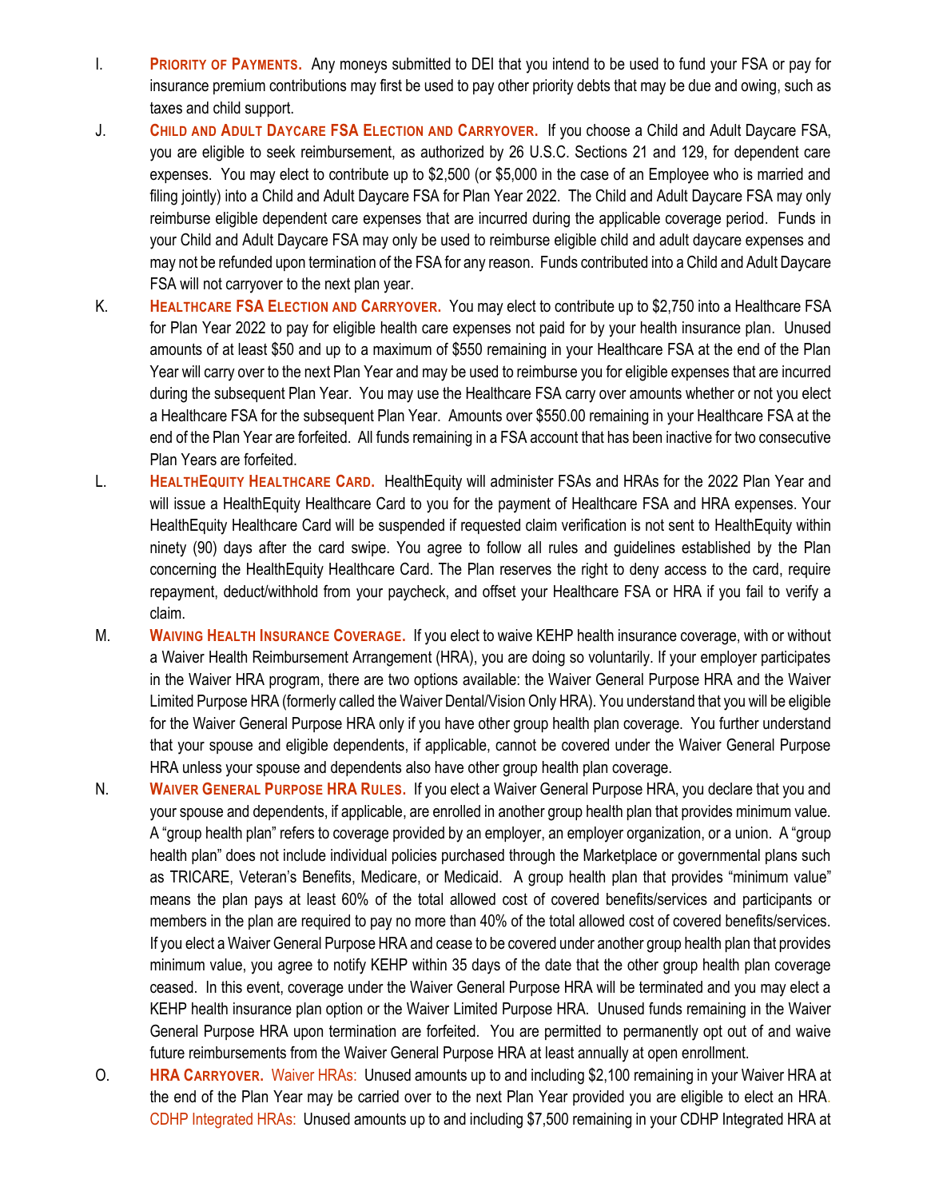I. **PRIORITY OF PAYMENTS.** Any moneys submitted to DEI that you intend to be used to fund your FSA or pay for insurance premium contributions may first be used to pay other priority debts that may be due and owing, such as taxes and child support.

J. **CHILD AND ADULT DAYCARE FSA ELECTION AND CARRYOVER.** If you choose a Child and Adult Daycare FSA, you are eligible to seek reimbursement, as authorized by 26 U.S.C. Sections 21 and 129, for dependent care expenses. You may elect to contribute up to $2,500 (or $5,000 in the case of an Employee who is married and filing jointly) into a Child and Adult Daycare FSA for Plan Year 2022. The Child and Adult Daycare FSA may only reimburse eligible dependent care expenses that are incurred during the applicable coverage period. Funds in your Child and Adult Daycare FSA may only be used to reimburse eligible child and adult daycare expenses and may not be refunded upon termination of the FSA for any reason. Funds contributed into a Child and Adult Daycare FSA will not carryover to the next plan year.

K. **HEALTHCARE FSA ELECTION AND CARRYOVER.** You may elect to contribute up to $2,750 into a Healthcare FSA for Plan Year 2022 to pay for eligible health care expenses not paid for by your health insurance plan. Unused amounts of at least $50 and up to a maximum of $550 remaining in your Healthcare FSA at the end of the Plan Year will carry over to the next Plan Year and may be used to reimburse you for eligible expenses that are incurred during the subsequent Plan Year. You may use the Healthcare FSA carry over amounts whether or not you elect a Healthcare FSA for the subsequent Plan Year. Amounts over $550.00 remaining in your Healthcare FSA at the end of the Plan Year are forfeited. All funds remaining in a FSA account that has been inactive for two consecutive Plan Years are forfeited.

L. **HEALTHEQUITY HEALTHCARE CARD.** HealthEquity will administer FSAs and HRAs for the 2022 Plan Year and will issue a HealthEquity Healthcare Card to you for the payment of Healthcare FSA and HRA expenses. Your HealthEquity Healthcare Card will be suspended if requested claim verification is not sent to HealthEquity within ninety (90) days after the card swipe. You agree to follow all rules and guidelines established by the Plan concerning the HealthEquity Healthcare Card. The Plan reserves the right to deny access to the card, require repayment, deduct/withhold from your paycheck, and offset your Healthcare FSA or HRA if you fail to verify a claim.

M. **WAIVING HEALTH INSURANCE COVERAGE.** If you elect to waive KEHP health insurance coverage, with or without a Waiver Health Reimbursement Arrangement (HRA), you are doing so voluntarily. If your employer participates in the Waiver HRA program, there are two options available: the Waiver General Purpose HRA and the Waiver Limited Purpose HRA (formerly called the Waiver Dental/Vision Only HRA). You understand that you will be eligible for the Waiver General Purpose HRA only if you have other group health plan coverage. You further understand that your spouse and eligible dependents, if applicable, cannot be covered under the Waiver General Purpose HRA unless your spouse and dependents also have other group health plan coverage.

N. **WAIVER GENERAL PURPOSE HRA RULES.** If you elect a Waiver General Purpose HRA, you declare that you and your spouse and dependents, if applicable, are enrolled in another group health plan that provides minimum value. A "group health plan" refers to coverage provided by an employer, an employer organization, or a union. A "group health plan" does not include individual policies purchased through the Marketplace or governmental plans such as TRICARE, Veteran's Benefits, Medicare, or Medicaid. A group health plan that provides "minimum value" means the plan pays at least 60% of the total allowed cost of covered benefits/services and participants or members in the plan are required to pay no more than 40% of the total allowed cost of covered benefits/services. If you elect a Waiver General Purpose HRA and cease to be covered under another group health plan that provides minimum value, you agree to notify KEHP within 35 days of the date that the other group health plan coverage ceased. In this event, coverage under the Waiver General Purpose HRA will be terminated and you may elect a KEHP health insurance plan option or the Waiver Limited Purpose HRA. Unused funds remaining in the Waiver General Purpose HRA upon termination are forfeited. You are permitted to permanently opt out of and waive future reimbursements from the Waiver General Purpose HRA at least annually at open enrollment.

O. **HRA CARRYOVER.** Waiver HRAs: Unused amounts up to and including $2,100 remaining in your Waiver HRA at the end of the Plan Year may be carried over to the next Plan Year provided you are eligible to elect an HRA. CDHP Integrated HRAs: Unused amounts up to and including $7,500 remaining in your CDHP Integrated HRA at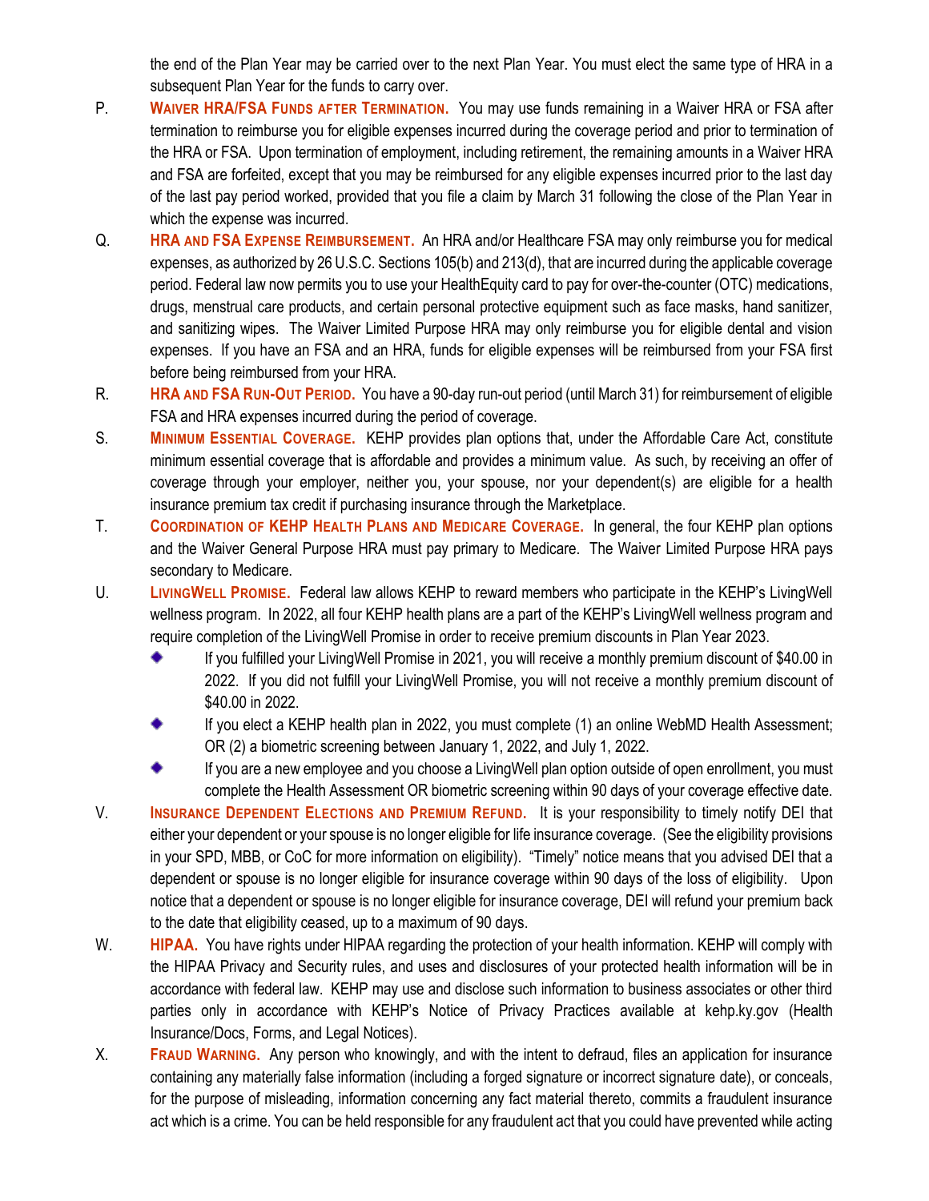the end of the Plan Year may be carried over to the next Plan Year. You must elect the same type of HRA in a subsequent Plan Year for the funds to carry over.

P. **Waiver HRA/FSA Funds after Termination.** You may use funds remaining in a Waiver HRA or FSA after termination to reimburse you for eligible expenses incurred during the coverage period and prior to termination of the HRA or FSA. Upon termination of employment, including retirement, the remaining amounts in a Waiver HRA and FSA are forfeited, except that you may be reimbursed for any eligible expenses incurred prior to the last day of the last pay period worked, provided that you file a claim by March 31 following the close of the Plan Year in which the expense was incurred.

Q. **HRA and FSA Expense Reimbursement.** An HRA and/or Healthcare FSA may only reimburse you for medical expenses, as authorized by 26 U.S.C. Sections 105(b) and 213(d), that are incurred during the applicable coverage period. Federal law now permits you to use your HealthEquity card to pay for over-the-counter (OTC) medications, drugs, menstrual care products, and certain personal protective equipment such as face masks, hand sanitizer, and sanitizing wipes. The Waiver Limited Purpose HRA may only reimburse you for eligible dental and vision expenses. If you have an FSA and an HRA, funds for eligible expenses will be reimbursed from your FSA first before being reimbursed from your HRA.

R. **HRA and FSA Run-Out Period.** You have a 90-day run-out period (until March 31) for reimbursement of eligible FSA and HRA expenses incurred during the period of coverage.

S. **Minimum Essential Coverage.** KEHP provides plan options that, under the Affordable Care Act, constitute minimum essential coverage that is affordable and provides a minimum value. As such, by receiving an offer of coverage through your employer, neither you, your spouse, nor your dependent(s) are eligible for a health insurance premium tax credit if purchasing insurance through the Marketplace.

T. **Coordination of KEHP Health Plans and Medicare Coverage.** In general, the four KEHP plan options and the Waiver General Purpose HRA must pay primary to Medicare. The Waiver Limited Purpose HRA pays secondary to Medicare.

U. **LivingWell Promise.** Federal law allows KEHP to reward members who participate in the KEHP's LivingWell wellness program. In 2022, all four KEHP health plans are a part of the KEHP's LivingWell wellness program and require completion of the LivingWell Promise in order to receive premium discounts in Plan Year 2023.

- If you fulfilled your LivingWell Promise in 2021, you will receive a monthly premium discount of $40.00 in 2022. If you did not fulfill your LivingWell Promise, you will not receive a monthly premium discount of $40.00 in 2022.
- If you elect a KEHP health plan in 2022, you must complete (1) an online WebMD Health Assessment; OR (2) a biometric screening between January 1, 2022, and July 1, 2022.
- If you are a new employee and you choose a LivingWell plan option outside of open enrollment, you must complete the Health Assessment OR biometric screening within 90 days of your coverage effective date.

V. **Insurance Dependent Elections and Premium Refund.** It is your responsibility to timely notify DEI that either your dependent or your spouse is no longer eligible for life insurance coverage. (See the eligibility provisions in your SPD, MBB, or CoC for more information on eligibility). "Timely" notice means that you advised DEI that a dependent or spouse is no longer eligible for insurance coverage within 90 days of the loss of eligibility. Upon notice that a dependent or spouse is no longer eligible for insurance coverage, DEI will refund your premium back to the date that eligibility ceased, up to a maximum of 90 days.

W. **HIPAA.** You have rights under HIPAA regarding the protection of your health information. KEHP will comply with the HIPAA Privacy and Security rules, and uses and disclosures of your protected health information will be in accordance with federal law. KEHP may use and disclose such information to business associates or other third parties only in accordance with KEHP's Notice of Privacy Practices available at kehp.ky.gov (Health Insurance/Docs, Forms, and Legal Notices).

X. **Fraud Warning.** Any person who knowingly, and with the intent to defraud, files an application for insurance containing any materially false information (including a forged signature or incorrect signature date), or conceals, for the purpose of misleading, information concerning any fact material thereto, commits a fraudulent insurance act which is a crime. You can be held responsible for any fraudulent act that you could have prevented while acting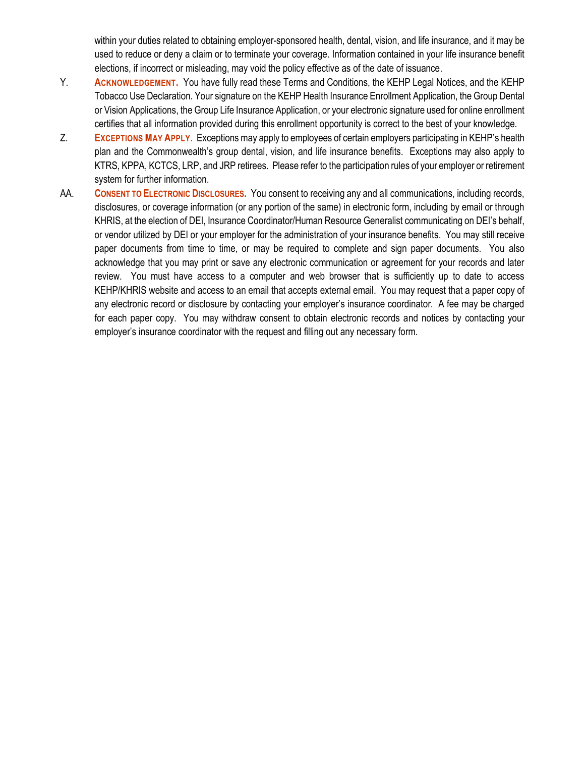within your duties related to obtaining employer-sponsored health, dental, vision, and life insurance, and it may be used to reduce or deny a claim or to terminate your coverage. Information contained in your life insurance benefit elections, if incorrect or misleading, may void the policy effective as of the date of issuance.

Y. **ACKNOWLEDGEMENT.** You have fully read these Terms and Conditions, the KEHP Legal Notices, and the KEHP Tobacco Use Declaration. Your signature on the KEHP Health Insurance Enrollment Application, the Group Dental or Vision Applications, the Group Life Insurance Application, or your electronic signature used for online enrollment certifies that all information provided during this enrollment opportunity is correct to the best of your knowledge.

Z. **EXCEPTIONS MAY APPLY.** Exceptions may apply to employees of certain employers participating in KEHP's health plan and the Commonwealth's group dental, vision, and life insurance benefits. Exceptions may also apply to KTRS, KPPA, KCTCS, LRP, and JRP retirees. Please refer to the participation rules of your employer or retirement system for further information.

AA. **CONSENT TO ELECTRONIC DISCLOSURES.** You consent to receiving any and all communications, including records, disclosures, or coverage information (or any portion of the same) in electronic form, including by email or through KHRIS, at the election of DEI, Insurance Coordinator/Human Resource Generalist communicating on DEI's behalf, or vendor utilized by DEI or your employer for the administration of your insurance benefits. You may still receive paper documents from time to time, or may be required to complete and sign paper documents. You also acknowledge that you may print or save any electronic communication or agreement for your records and later review. You must have access to a computer and web browser that is sufficiently up to date to access KEHP/KHRIS website and access to an email that accepts external email. You may request that a paper copy of any electronic record or disclosure by contacting your employer's insurance coordinator. A fee may be charged for each paper copy. You may withdraw consent to obtain electronic records and notices by contacting your employer's insurance coordinator with the request and filling out any necessary form.